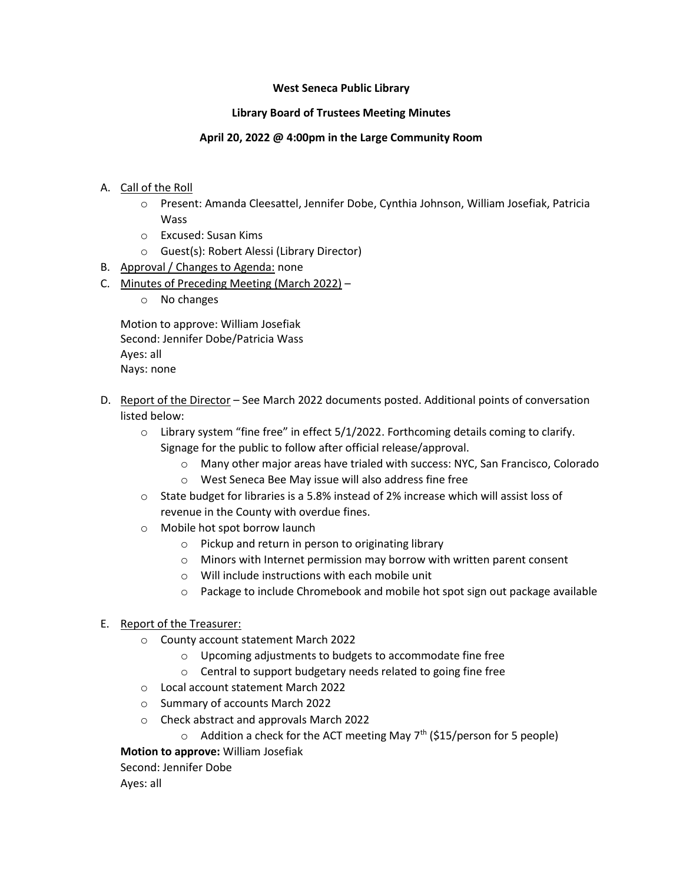**West Seneca Public Library**

**Library Board of Trustees Meeting Minutes**

**April 20, 2022 @ 4:00pm in the Large Community Room**

A. Call of the Roll
   - Present: Amanda Cleesattel, Jennifer Dobe, Cynthia Johnson, William Josefiak, Patricia Wass
   - Excused: Susan Kims
   - Guest(s): Robert Alessi (Library Director)
B. Approval / Changes to Agenda: none
C. Minutes of Preceding Meeting (March 2022) –
   - No changes

   Motion to approve: William Josefiak
   Second: Jennifer Dobe/Patricia Wass
   Ayes: all
   Nays: none

D. Report of the Director – See March 2022 documents posted. Additional points of conversation listed below:
   - Library system "fine free" in effect 5/1/2022. Forthcoming details coming to clarify. Signage for the public to follow after official release/approval.
     - Many other major areas have trialed with success: NYC, San Francisco, Colorado
     - West Seneca Bee May issue will also address fine free
   - State budget for libraries is a 5.8% instead of 2% increase which will assist loss of revenue in the County with overdue fines.
   - Mobile hot spot borrow launch
     - Pickup and return in person to originating library
     - Minors with Internet permission may borrow with written parent consent
     - Will include instructions with each mobile unit
     - Package to include Chromebook and mobile hot spot sign out package available

E. Report of the Treasurer:
   - County account statement March 2022
     - Upcoming adjustments to budgets to accommodate fine free
     - Central to support budgetary needs related to going fine free
   - Local account statement March 2022
   - Summary of accounts March 2022
   - Check abstract and approvals March 2022
     - Addition a check for the ACT meeting May 7th ($15/person for 5 people)

   **Motion to approve:** William Josefiak
   Second: Jennifer Dobe
   Ayes: all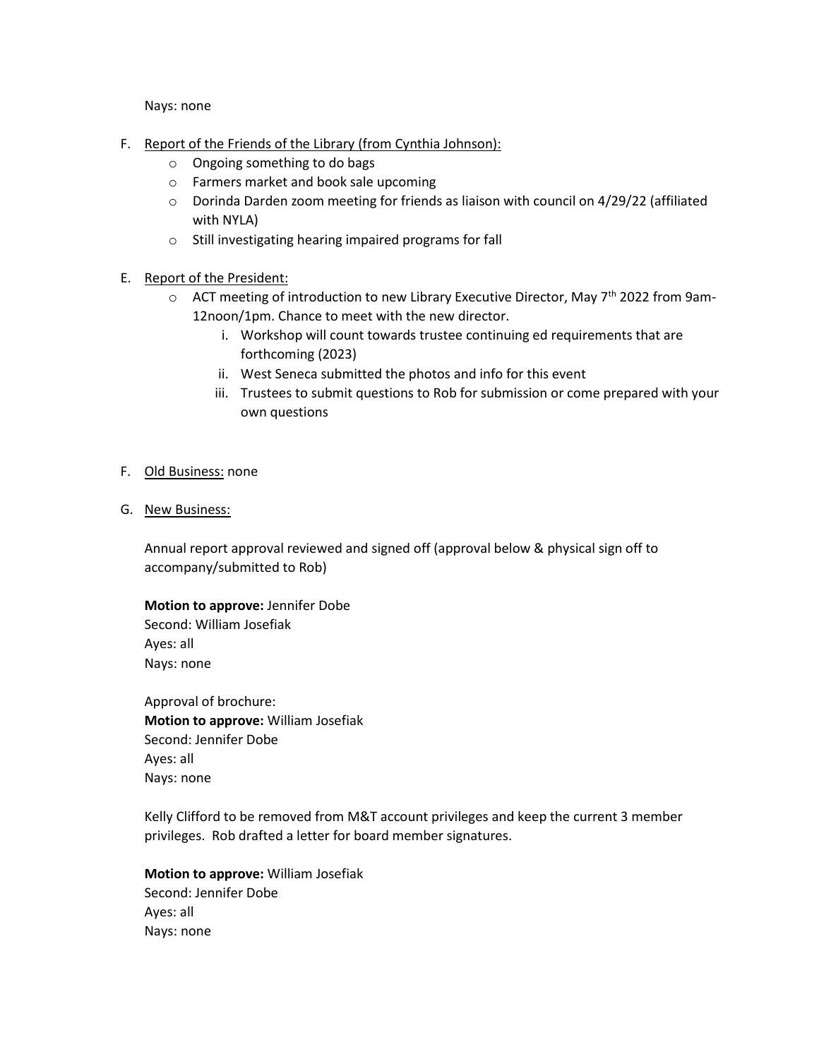Nays: none

F. <u>Report of the Friends of the Library (from Cynthia Johnson):</u>
   - Ongoing something to do bags
   - Farmers market and book sale upcoming
   - Dorinda Darden zoom meeting for friends as liaison with council on 4/29/22 (affiliated with NYLA)
   - Still investigating hearing impaired programs for fall

E. <u>Report of the President:</u>
   - ACT meeting of introduction to new Library Executive Director, May 7th 2022 from 9am-12noon/1pm. Chance to meet with the new director.
     i. Workshop will count towards trustee continuing ed requirements that are forthcoming (2023)
     ii. West Seneca submitted the photos and info for this event
     iii. Trustees to submit questions to Rob for submission or come prepared with your own questions

F. <u>Old Business:</u> none

G. <u>New Business:</u>

   Annual report approval reviewed and signed off (approval below & physical sign off to accompany/submitted to Rob)

   **Motion to approve:** Jennifer Dobe
   Second: William Josefiak
   Ayes: all
   Nays: none

   Approval of brochure:
   **Motion to approve:** William Josefiak
   Second: Jennifer Dobe
   Ayes: all
   Nays: none

   Kelly Clifford to be removed from M&T account privileges and keep the current 3 member privileges. Rob drafted a letter for board member signatures.

   **Motion to approve:** William Josefiak
   Second: Jennifer Dobe
   Ayes: all
   Nays: none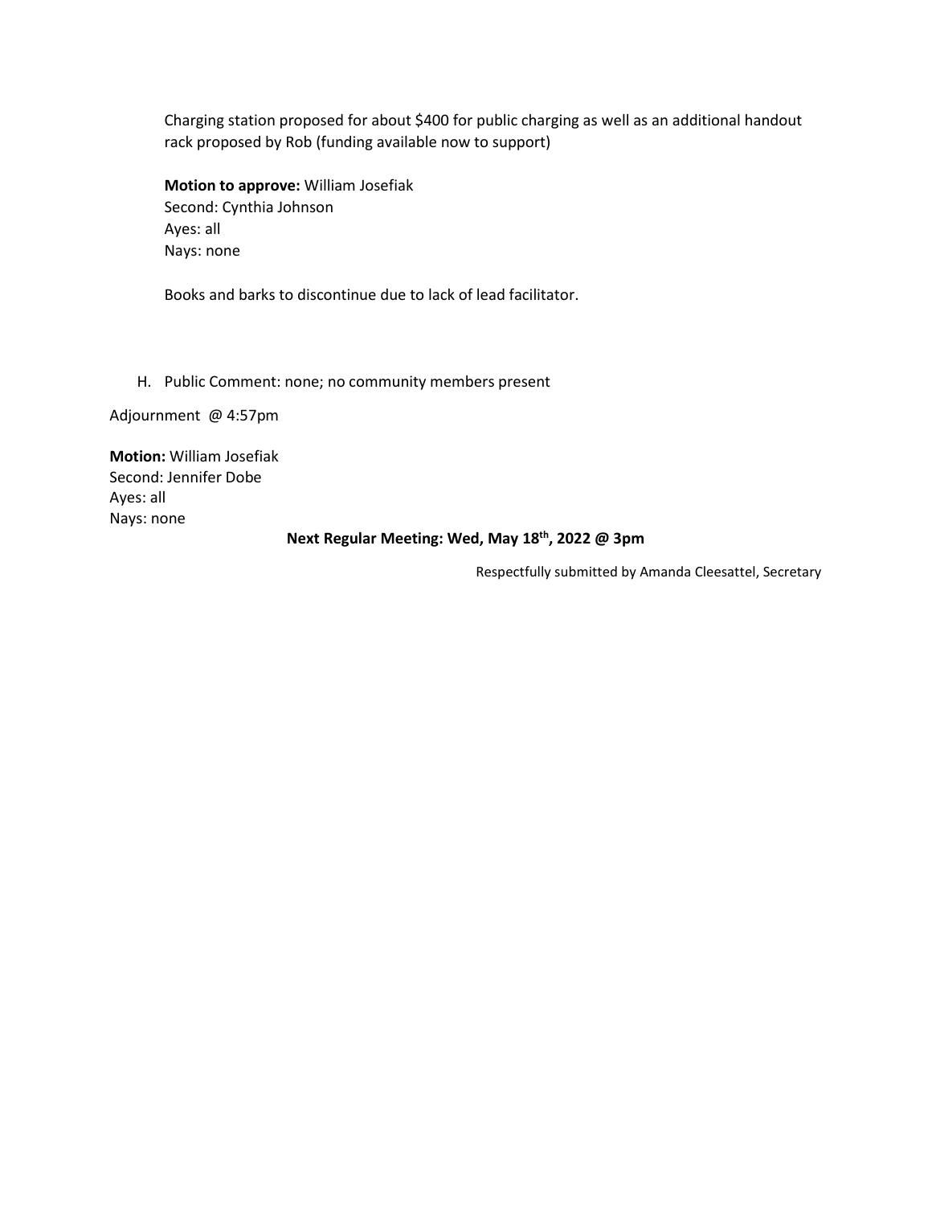Charging station proposed for about $400 for public charging as well as an additional handout rack proposed by Rob (funding available now to support)

**Motion to approve:** William Josefiak
Second: Cynthia Johnson
Ayes: all
Nays: none

Books and barks to discontinue due to lack of lead facilitator.

H. Public Comment: none; no community members present

Adjournment @ 4:57pm

**Motion:** William Josefiak
Second: Jennifer Dobe
Ayes: all
Nays: none

**Next Regular Meeting: Wed, May 18th, 2022 @ 3pm**

Respectfully submitted by Amanda Cleesattel, Secretary